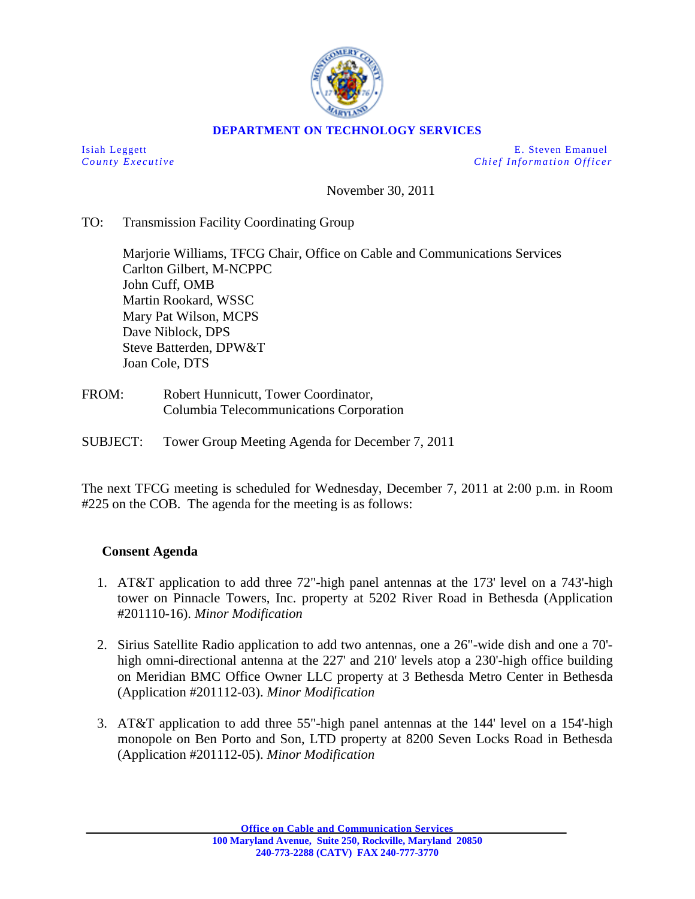**DEPARTMENT ON TECHNOLOGY SERVICES**

Isiah Leggett
*County Executive*

E. Steven Emanuel
*Chief Information Officer*

November 30, 2011

TO: Transmission Facility Coordinating Group

Marjorie Williams, TFCG Chair, Office on Cable and Communications Services
Carlton Gilbert, M-NCPPC
John Cuff, OMB
Martin Rookard, WSSC
Mary Pat Wilson, MCPS
Dave Niblock, DPS
Steve Batterden, DPW&T
Joan Cole, DTS

FROM: Robert Hunnicutt, Tower Coordinator,
Columbia Telecommunications Corporation

SUBJECT: Tower Group Meeting Agenda for December 7, 2011

The next TFCG meeting is scheduled for Wednesday, December 7, 2011 at 2:00 p.m. in Room #225 on the COB. The agenda for the meeting is as follows:

**Consent Agenda**

1. AT&T application to add three 72"-high panel antennas at the 173' level on a 743'-high tower on Pinnacle Towers, Inc. property at 5202 River Road in Bethesda (Application #201110-16). *Minor Modification*

2. Sirius Satellite Radio application to add two antennas, one a 26"-wide dish and one a 70'-high omni-directional antenna at the 227' and 210' levels atop a 230'-high office building on Meridian BMC Office Owner LLC property at 3 Bethesda Metro Center in Bethesda (Application #201112-03). *Minor Modification*

3. AT&T application to add three 55"-high panel antennas at the 144' level on a 154'-high monopole on Ben Porto and Son, LTD property at 8200 Seven Locks Road in Bethesda (Application #201112-05). *Minor Modification*

**Office on Cable and Communication Services**
**100 Maryland Avenue, Suite 250, Rockville, Maryland 20850**
**240-773-2288 (CATV) FAX 240-777-3770**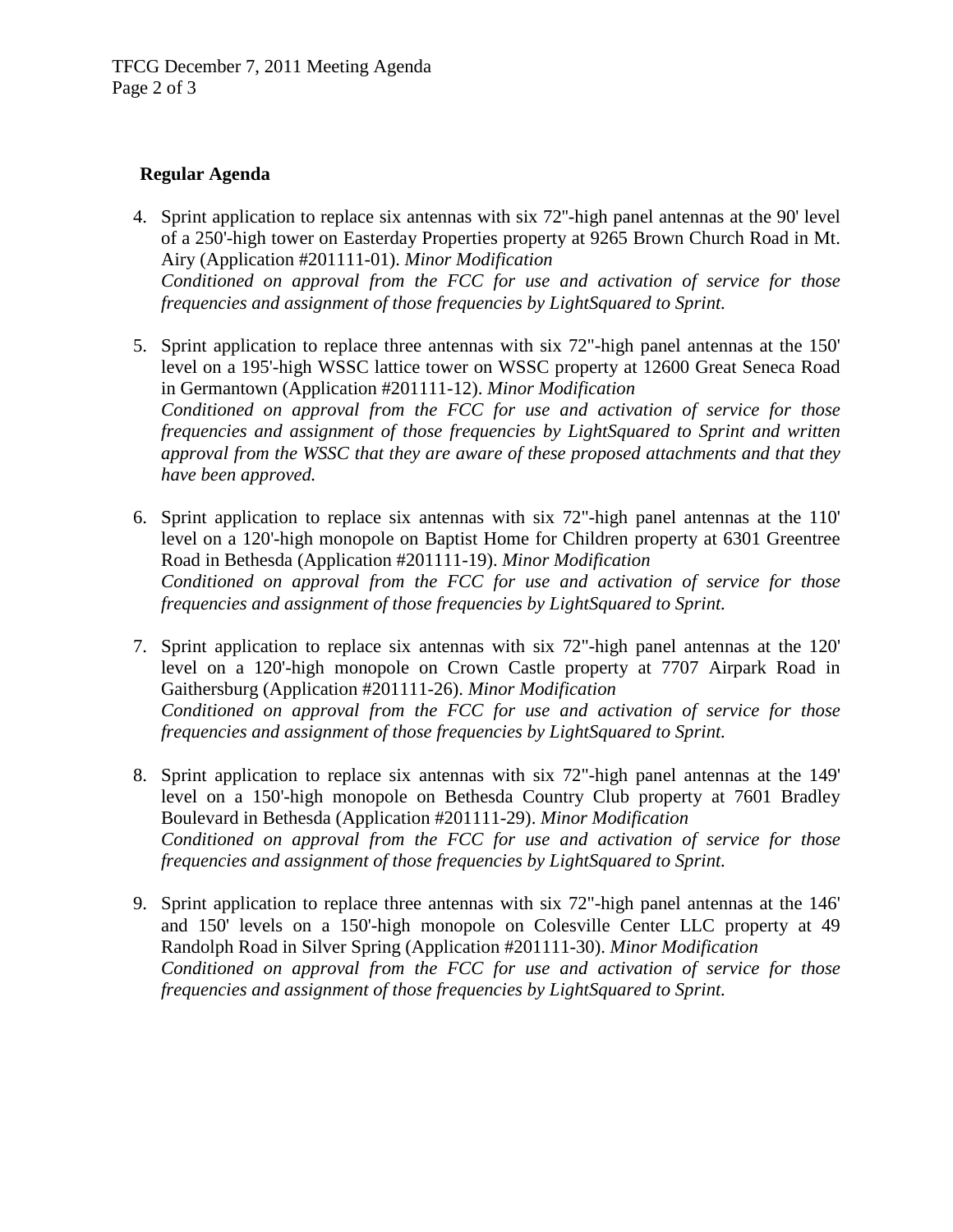**Regular Agenda**

4. Sprint application to replace six antennas with six 72"-high panel antennas at the 90' level of a 250'-high tower on Easterday Properties property at 9265 Brown Church Road in Mt. Airy (Application #201111-01). *Minor Modification*
   *Conditioned on approval from the FCC for use and activation of service for those frequencies and assignment of those frequencies by LightSquared to Sprint.*

5. Sprint application to replace three antennas with six 72"-high panel antennas at the 150' level on a 195'-high WSSC lattice tower on WSSC property at 12600 Great Seneca Road in Germantown (Application #201111-12). *Minor Modification*
   *Conditioned on approval from the FCC for use and activation of service for those frequencies and assignment of those frequencies by LightSquared to Sprint and written approval from the WSSC that they are aware of these proposed attachments and that they have been approved.*

6. Sprint application to replace six antennas with six 72"-high panel antennas at the 110' level on a 120'-high monopole on Baptist Home for Children property at 6301 Greentree Road in Bethesda (Application #201111-19). *Minor Modification*
   *Conditioned on approval from the FCC for use and activation of service for those frequencies and assignment of those frequencies by LightSquared to Sprint.*

7. Sprint application to replace six antennas with six 72"-high panel antennas at the 120' level on a 120'-high monopole on Crown Castle property at 7707 Airpark Road in Gaithersburg (Application #201111-26). *Minor Modification*
   *Conditioned on approval from the FCC for use and activation of service for those frequencies and assignment of those frequencies by LightSquared to Sprint.*

8. Sprint application to replace six antennas with six 72"-high panel antennas at the 149' level on a 150'-high monopole on Bethesda Country Club property at 7601 Bradley Boulevard in Bethesda (Application #201111-29). *Minor Modification*
   *Conditioned on approval from the FCC for use and activation of service for those frequencies and assignment of those frequencies by LightSquared to Sprint.*

9. Sprint application to replace three antennas with six 72"-high panel antennas at the 146' and 150' levels on a 150'-high monopole on Colesville Center LLC property at 49 Randolph Road in Silver Spring (Application #201111-30). *Minor Modification*
   *Conditioned on approval from the FCC for use and activation of service for those frequencies and assignment of those frequencies by LightSquared to Sprint.*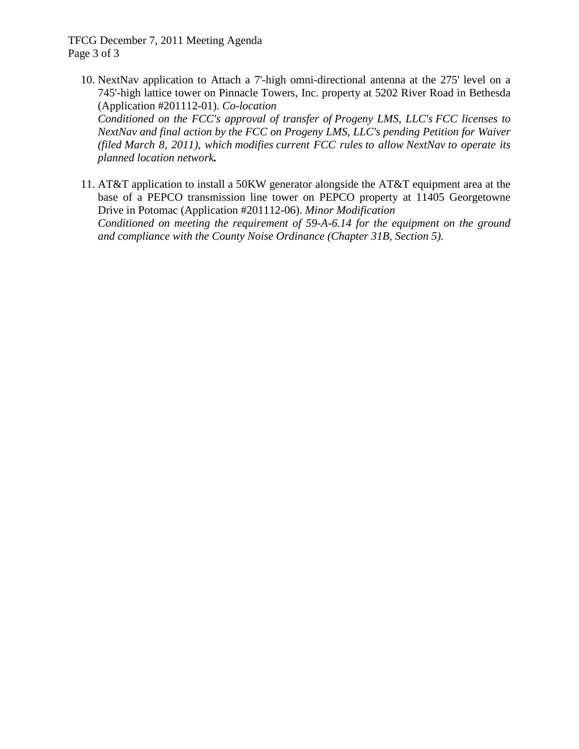10. NextNav application to Attach a 7'-high omni-directional antenna at the 275' level on a 745'-high lattice tower on Pinnacle Towers, Inc. property at 5202 River Road in Bethesda (Application #201112-01). *Co-location*
    *Conditioned on the FCC's approval of transfer of Progeny LMS, LLC's FCC licenses to NextNav and final action by the FCC on Progeny LMS, LLC's pending Petition for Waiver (filed March 8, 2011), which modifies current FCC rules to allow NextNav to operate its planned location network.*

11. AT&T application to install a 50KW generator alongside the AT&T equipment area at the base of a PEPCO transmission line tower on PEPCO property at 11405 Georgetowne Drive in Potomac (Application #201112-06). *Minor Modification*
    *Conditioned on meeting the requirement of 59-A-6.14 for the equipment on the ground and compliance with the County Noise Ordinance (Chapter 31B, Section 5).*